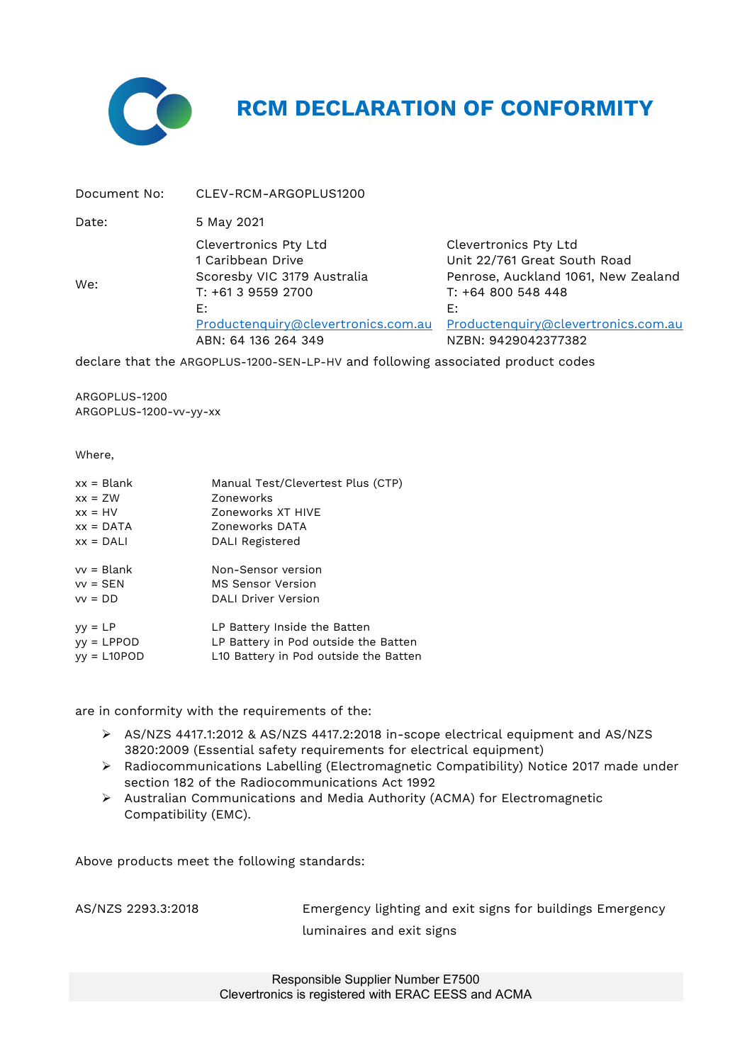# RCM DECLARATION OF CONFORMITY

| | | |
|---|---|---|
| Document No: | CLEV-RCM-ARGOPLUS1200 | |
| Date: | 5 May 2021 | |
| We: | Clevertronics Pty Ltd<br>1 Caribbean Drive<br>Scoresby VIC 3179 Australia<br>T: +61 3 9559 2700<br>E: Productenquiry@clevertronics.com.au<br>ABN: 64 136 264 349 | Clevertronics Pty Ltd<br>Unit 22/761 Great South Road<br>Penrose, Auckland 1061, New Zealand<br>T: +64 800 548 448<br>E: Productenquiry@clevertronics.com.au<br>NZBN: 9429042377382 |

declare that the ARGOPLUS-1200-SEN-LP-HV and following associated product codes

ARGOPLUS-1200
ARGOPLUS-1200-vv-yy-xx

Where,

| | |
|---|---|
| xx = Blank | Manual Test/Clevertest Plus (CTP) |
| xx = ZW | Zoneworks |
| xx = HV | Zoneworks XT HIVE |
| xx = DATA | Zoneworks DATA |
| xx = DALI | DALI Registered |
| vv = Blank | Non-Sensor version |
| vv = SEN | MS Sensor Version |
| vv = DD | DALI Driver Version |
| yy = LP | LP Battery Inside the Batten |
| yy = LPPOD | LP Battery in Pod outside the Batten |
| yy = L10POD | L10 Battery in Pod outside the Batten |

are in conformity with the requirements of the:

- AS/NZS 4417.1:2012 & AS/NZS 4417.2:2018 in-scope electrical equipment and AS/NZS 3820:2009 (Essential safety requirements for electrical equipment)
- Radiocommunications Labelling (Electromagnetic Compatibility) Notice 2017 made under section 182 of the Radiocommunications Act 1992
- Australian Communications and Media Authority (ACMA) for Electromagnetic Compatibility (EMC).

Above products meet the following standards:

| | |
|---|---|
| AS/NZS 2293.3:2018 | Emergency lighting and exit signs for buildings Emergency luminaires and exit signs |

Responsible Supplier Number E7500
Clevertronics is registered with ERAC EESS and ACMA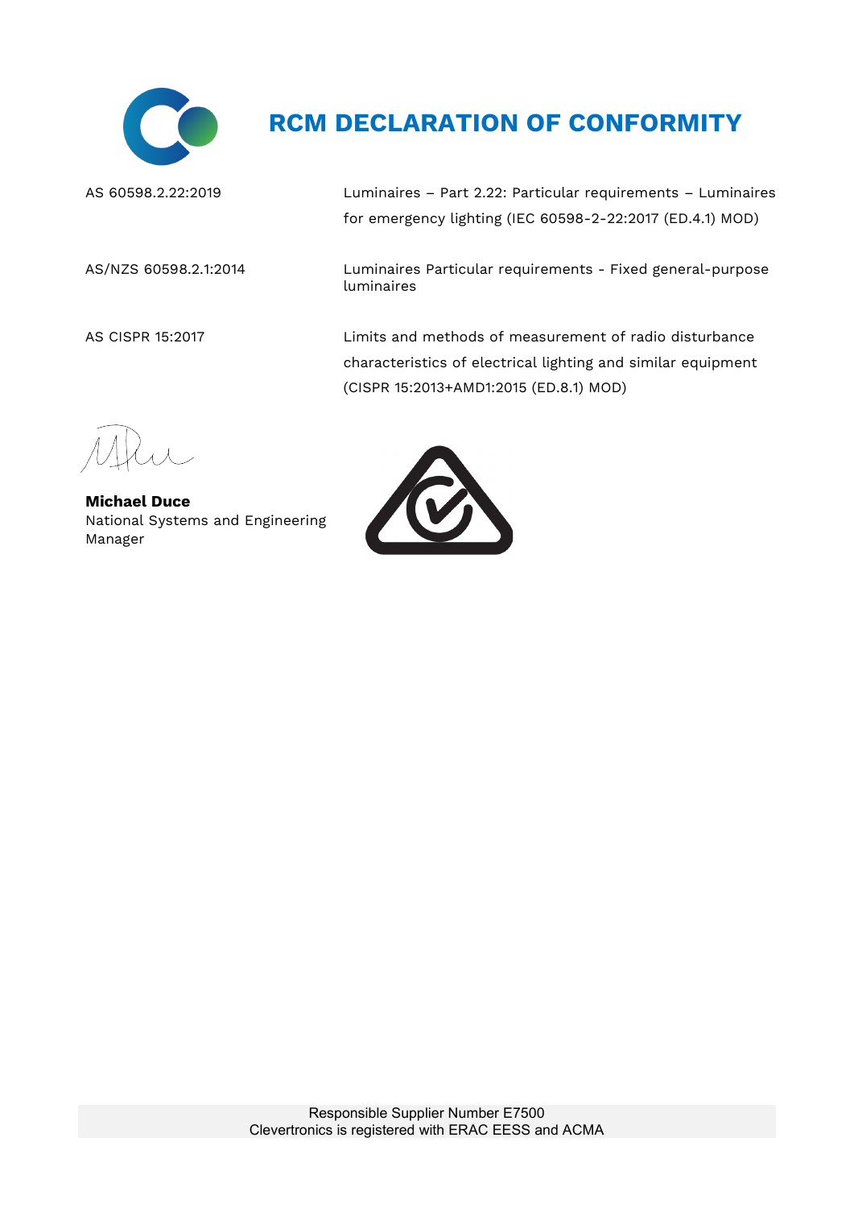# RCM DECLARATION OF CONFORMITY

| | |
|---|---|
| AS 60598.2.22:2019 | Luminaires – Part 2.22: Particular requirements – Luminaires for emergency lighting (IEC 60598-2-22:2017 (ED.4.1) MOD) |
| AS/NZS 60598.2.1:2014 | Luminaires Particular requirements - Fixed general-purpose luminaires |
| AS CISPR 15:2017 | Limits and methods of measurement of radio disturbance characteristics of electrical lighting and similar equipment (CISPR 15:2013+AMD1:2015 (ED.8.1) MOD) |

**Michael Duce**
National Systems and Engineering Manager

Responsible Supplier Number E7500
Clevertronics is registered with ERAC EESS and ACMA